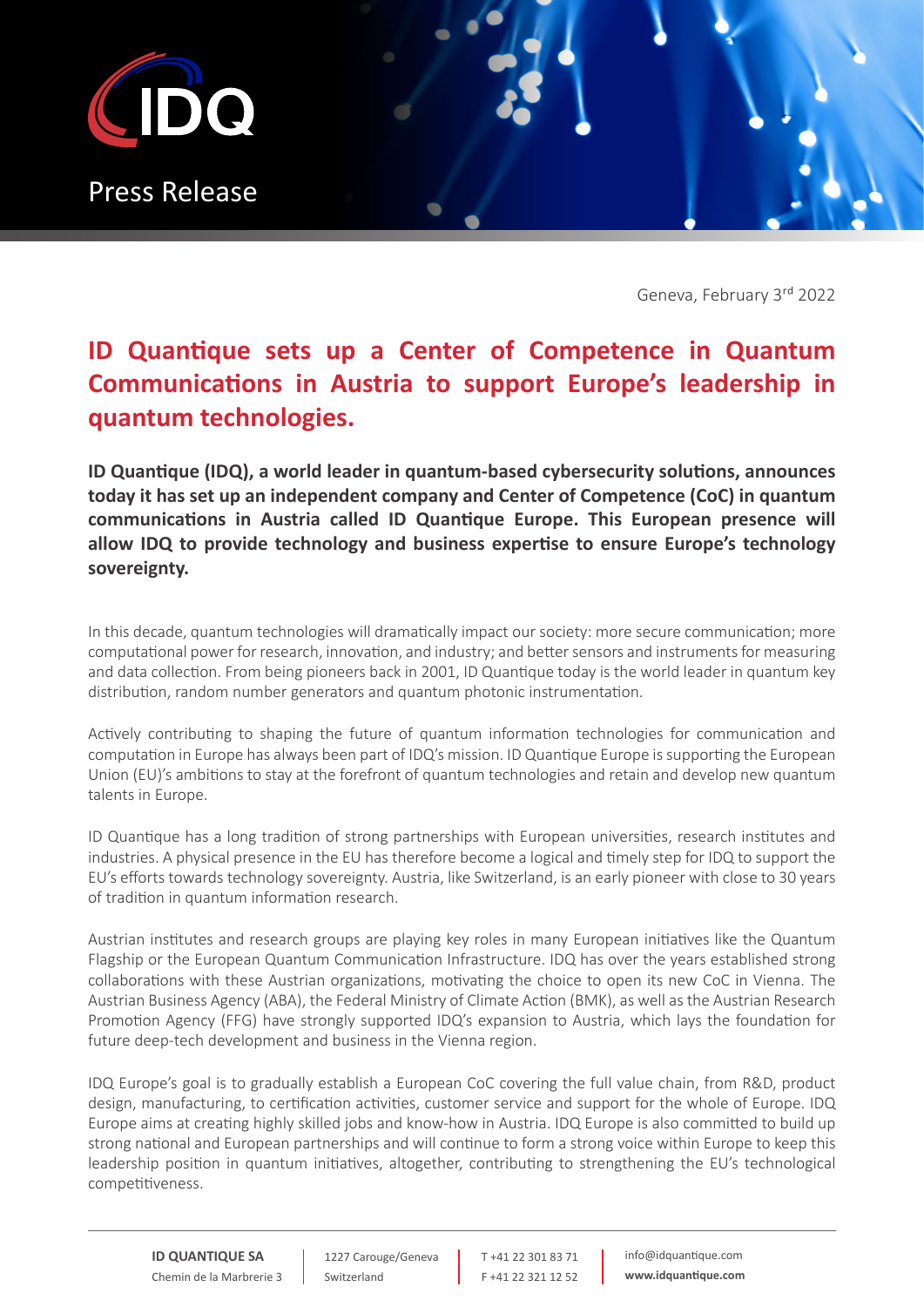Press Release

Geneva, February 3rd 2022

# ID Quantique sets up a Center of Competence in Quantum Communications in Austria to support Europe's leadership in quantum technologies.

**ID Quantique (IDQ), a world leader in quantum-based cybersecurity solutions, announces today it has set up an independent company and Center of Competence (CoC) in quantum communications in Austria called ID Quantique Europe. This European presence will allow IDQ to provide technology and business expertise to ensure Europe's technology sovereignty.**

In this decade, quantum technologies will dramatically impact our society: more secure communication; more computational power for research, innovation, and industry; and better sensors and instruments for measuring and data collection. From being pioneers back in 2001, ID Quantique today is the world leader in quantum key distribution, random number generators and quantum photonic instrumentation.

Actively contributing to shaping the future of quantum information technologies for communication and computation in Europe has always been part of IDQ's mission. ID Quantique Europe is supporting the European Union (EU)'s ambitions to stay at the forefront of quantum technologies and retain and develop new quantum talents in Europe.

ID Quantique has a long tradition of strong partnerships with European universities, research institutes and industries. A physical presence in the EU has therefore become a logical and timely step for IDQ to support the EU's efforts towards technology sovereignty. Austria, like Switzerland, is an early pioneer with close to 30 years of tradition in quantum information research.

Austrian institutes and research groups are playing key roles in many European initiatives like the Quantum Flagship or the European Quantum Communication Infrastructure. IDQ has over the years established strong collaborations with these Austrian organizations, motivating the choice to open its new CoC in Vienna. The Austrian Business Agency (ABA), the Federal Ministry of Climate Action (BMK), as well as the Austrian Research Promotion Agency (FFG) have strongly supported IDQ's expansion to Austria, which lays the foundation for future deep-tech development and business in the Vienna region.

IDQ Europe's goal is to gradually establish a European CoC covering the full value chain, from R&D, product design, manufacturing, to certification activities, customer service and support for the whole of Europe. IDQ Europe aims at creating highly skilled jobs and know-how in Austria. IDQ Europe is also committed to build up strong national and European partnerships and will continue to form a strong voice within Europe to keep this leadership position in quantum initiatives, altogether, contributing to strengthening the EU's technological competitiveness.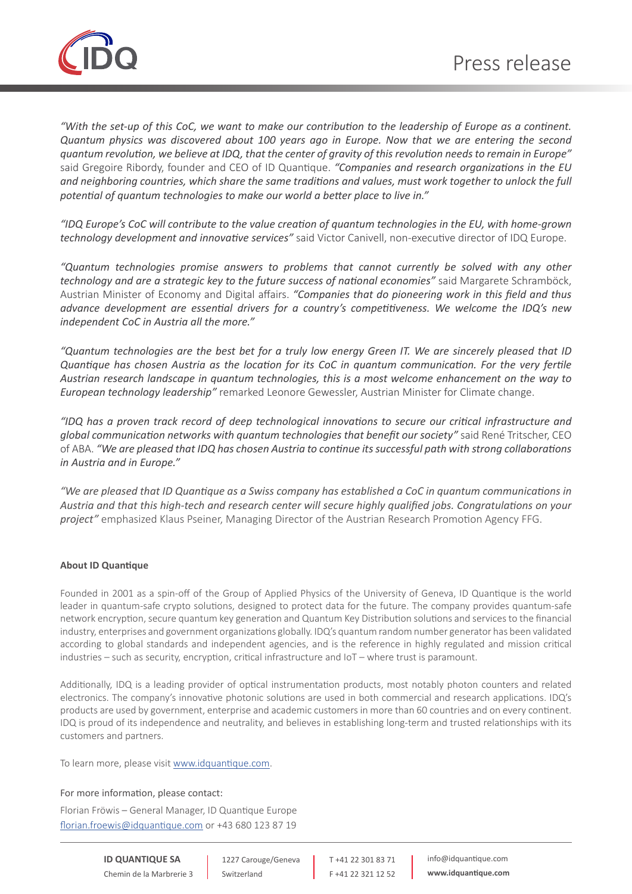*"With the set-up of this CoC, we want to make our contribution to the leadership of Europe as a continent. Quantum physics was discovered about 100 years ago in Europe. Now that we are entering the second quantum revolution, we believe at IDQ, that the center of gravity of this revolution needs to remain in Europe"* said Gregoire Ribordy, founder and CEO of ID Quantique. *"Companies and research organizations in the EU and neighboring countries, which share the same traditions and values, must work together to unlock the full potential of quantum technologies to make our world a better place to live in."*

*"IDQ Europe's CoC will contribute to the value creation of quantum technologies in the EU, with home-grown technology development and innovative services"* said Victor Canivell, non-executive director of IDQ Europe.

*"Quantum technologies promise answers to problems that cannot currently be solved with any other technology and are a strategic key to the future success of national economies"* said Margarete Schramböck, Austrian Minister of Economy and Digital affairs. *"Companies that do pioneering work in this field and thus advance development are essential drivers for a country's competitiveness. We welcome the IDQ's new independent CoC in Austria all the more."*

*"Quantum technologies are the best bet for a truly low energy Green IT. We are sincerely pleased that ID Quantique has chosen Austria as the location for its CoC in quantum communication. For the very fertile Austrian research landscape in quantum technologies, this is a most welcome enhancement on the way to European technology leadership"* remarked Leonore Gewessler, Austrian Minister for Climate change.

*"IDQ has a proven track record of deep technological innovations to secure our critical infrastructure and global communication networks with quantum technologies that benefit our society"* said René Tritscher, CEO of ABA. *"We are pleased that IDQ has chosen Austria to continue its successful path with strong collaborations in Austria and in Europe."*

*"We are pleased that ID Quantique as a Swiss company has established a CoC in quantum communications in Austria and that this high-tech and research center will secure highly qualified jobs. Congratulations on your project"* emphasized Klaus Pseiner, Managing Director of the Austrian Research Promotion Agency FFG.

**About ID Quantique**

Founded in 2001 as a spin-off of the Group of Applied Physics of the University of Geneva, ID Quantique is the world leader in quantum-safe crypto solutions, designed to protect data for the future. The company provides quantum-safe network encryption, secure quantum key generation and Quantum Key Distribution solutions and services to the financial industry, enterprises and government organizations globally. IDQ's quantum random number generator has been validated according to global standards and independent agencies, and is the reference in highly regulated and mission critical industries – such as security, encryption, critical infrastructure and IoT – where trust is paramount.

Additionally, IDQ is a leading provider of optical instrumentation products, most notably photon counters and related electronics. The company's innovative photonic solutions are used in both commercial and research applications. IDQ's products are used by government, enterprise and academic customers in more than 60 countries and on every continent. IDQ is proud of its independence and neutrality, and believes in establishing long-term and trusted relationships with its customers and partners.

To learn more, please visit www.idquantique.com.

For more information, please contact:

Florian Fröwis – General Manager, ID Quantique Europe
florian.froewis@idquantique.com or +43 680 123 87 19

**ID QUANTIQUE SA**
Chemin de la Marbrerie 3
1227 Carouge/Geneva
Switzerland
T +41 22 301 83 71
F +41 22 321 12 52
info@idquantique.com
**www.idquantique.com**